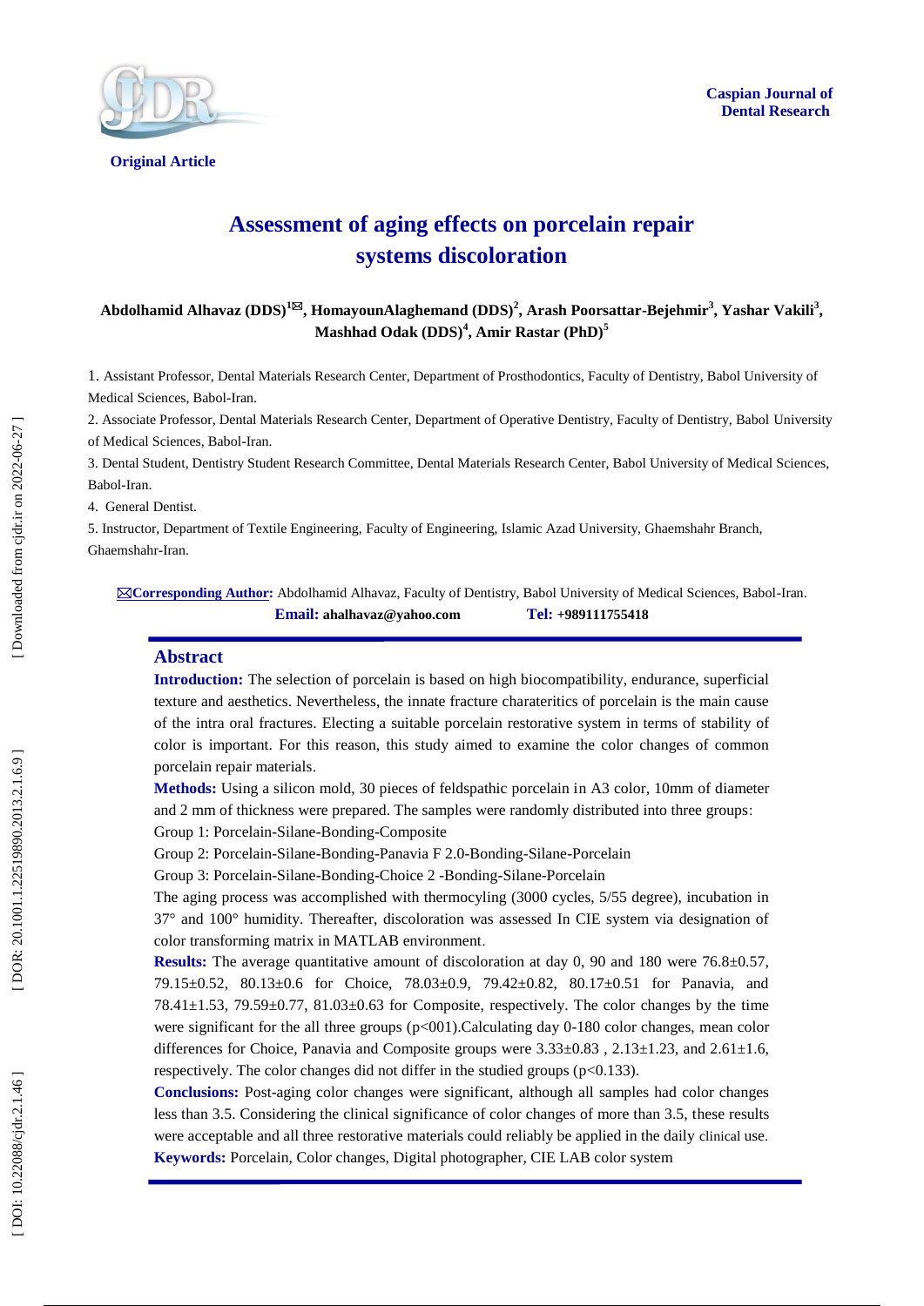**Original Article**

**Caspian Journal of Dental Research**

# Assessment of aging effects on porcelain repair systems discoloration

**Abdolhamid Alhavaz (DDS)[1✉], HomayounAlaghemand (DDS)[2], Arash Poorsattar-Bejehmir[3], Yashar Vakili[3], Mashhad Odak (DDS)[4], Amir Rastar (PhD)[5]**

1. Assistant Professor, Dental Materials Research Center, Department of Prosthodontics, Faculty of Dentistry, Babol University of Medical Sciences, Babol-Iran.
2. Associate Professor, Dental Materials Research Center, Department of Operative Dentistry, Faculty of Dentistry, Babol University of Medical Sciences, Babol-Iran.
3. Dental Student, Dentistry Student Research Committee, Dental Materials Research Center, Babol University of Medical Sciences, Babol-Iran.
4. General Dentist.
5. Instructor, Department of Textile Engineering, Faculty of Engineering, Islamic Azad University, Ghaemshahr Branch, Ghaemshahr-Iran.

✉**Corresponding Author:** Abdolhamid Alhavaz, Faculty of Dentistry, Babol University of Medical Sciences, Babol-Iran.
**Email:** **ahalhavaz@yahoo.com** **Tel:** **+989111755418**

## Abstract

**Introduction:** The selection of porcelain is based on high biocompatibility, endurance, superficial texture and aesthetics. Nevertheless, the innate fracture charateritics of porcelain is the main cause of the intra oral fractures. Electing a suitable porcelain restorative system in terms of stability of color is important. For this reason, this study aimed to examine the color changes of common porcelain repair materials.

**Methods:** Using a silicon mold, 30 pieces of feldspathic porcelain in A3 color, 10mm of diameter and 2 mm of thickness were prepared. The samples were randomly distributed into three groups:
Group 1: Porcelain-Silane-Bonding-Composite
Group 2: Porcelain-Silane-Bonding-Panavia F 2.0-Bonding-Silane-Porcelain
Group 3: Porcelain-Silane-Bonding-Choice 2 -Bonding-Silane-Porcelain
The aging process was accomplished with thermocyling (3000 cycles, 5/55 degree), incubation in 37° and 100° humidity. Thereafter, discoloration was assessed In CIE system via designation of color transforming matrix in MATLAB environment.

**Results:** The average quantitative amount of discoloration at day 0, 90 and 180 were 76.8±0.57, 79.15±0.52, 80.13±0.6 for Choice, 78.03±0.9, 79.42±0.82, 80.17±0.51 for Panavia, and 78.41±1.53, 79.59±0.77, 81.03±0.63 for Composite, respectively. The color changes by the time were significant for the all three groups (p<001).Calculating day 0-180 color changes, mean color differences for Choice, Panavia and Composite groups were 3.33±0.83 , 2.13±1.23, and 2.61±1.6, respectively. The color changes did not differ in the studied groups (p<0.133).

**Conclusions:** Post-aging color changes were significant, although all samples had color changes less than 3.5. Considering the clinical significance of color changes of more than 3.5, these results were acceptable and all three restorative materials could reliably be applied in the daily clinical use.

**Keywords:** Porcelain, Color changes, Digital photographer, CIE LAB color system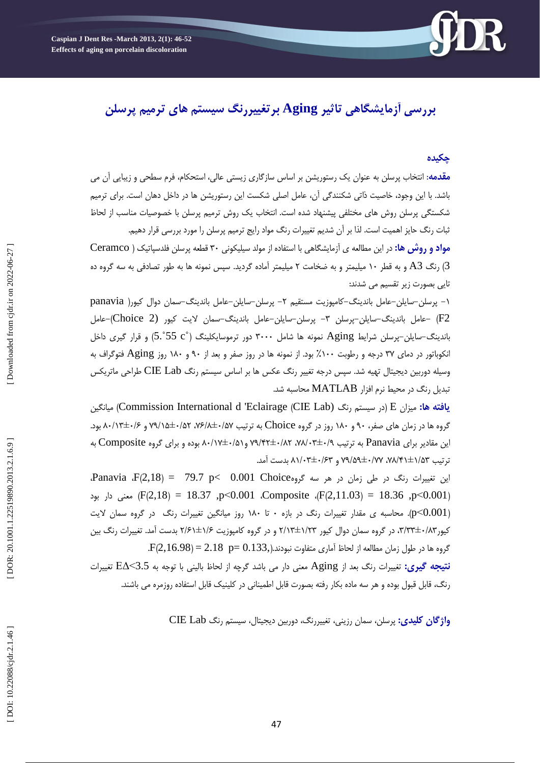# بررسی آزمایشگاهی تاثیر Aging برتغییررنگ سیستم های ترمیم پرسلن

## چکیده

**مقدمه:** انتخاب پرسلن به عنوان یک رستوریشن بر اساس سازگاری زیستی عالی، استحکام، فرم سطحی و زیبایی آن می باشد. با این وجود، خاصیت ذاتی شکنندگی آن، عامل اصلی شکست این رستوریشن ها در داخل دهان است. برای ترمیم شکستگی پرسلن روش های مختلفی پیشنهاد شده است. انتخاب یک روش ترمیم پرسلن با خصوصیات مناسب از لحاظ ثبات رنگ حایز اهمیت است. لذا بر آن شدیم تغییرات رنگ مواد رایج ترمیم پرسلن را مورد بررسی قرار دهیم.

**مواد و روش ها:** در این مطالعه ی آزمایشگاهی با استفاده از مولد سیلیکونی ۳۰ قطعه پرسلن فلدسپاتیک ( Ceramco 3) رنگ A3 و به قطر ۱۰ میلیمتر و به ضخامت ۲ میلیمتر آماده گردید. سپس نمونه ها به طور تصادفی به سه گروه ده تایی بصورت زیر تقسیم می شدند:

۱- پرسلن–سایلن–عامل باندینگ–کامپوزیت مستقیم ۲- پرسلن–سایلن–عامل باندینگ–سمان دوال کیور( panavia F2) –عامل باندینگ–سایلن–پرسلن ۳- پرسلن–سایلن–عامل باندینگ–سمان لایت کیور (Choice 2)–عامل باندینگ–سایلن–پرسلن شرایط Aging نمونه ها شامل ۳۰۰۰ دور ترموسایکلینگ (5.˚55 c˚) و قرار گیری داخل انکوباتور در دمای ۳۷ درجه و رطوبت ۱۰۰٪ بود. از نمونه ها در روز صفر و بعد از ۹۰ و ۱۸۰ روز Aging فتوگراف به وسیله دوربین دیجیتال تهیه شد. سپس درجه تغییر رنگ عکس ها بر اساس سیستم رنگ CIE Lab طراحی ماتریکس تبدیل رنگ در محیط نرم افزار MATLAB محاسبه شد.

**یافته ها:** میزان E (در سیستم رنگ (Commission International d 'Eclairage (CIE Lab) میانگین گروه ها در زمان های صفر، ۹۰ و ۱۸۰ روز در گروه Choice به ترتیب ۷۶/۸±۰/۵۷، ۷۹/۱۵±۰/۵۲ و ۸۰/۱۳±۰/۶ بود. این مقادیر برای Panavia به ترتیب ۷۸/۰۳±۰/۹، ۷۹/۴۲±۰/۸۲ و ۸۰/۱۷±۰/۵۱ بوده و برای گروه Composite به ترتیب ۷۸/۴۱±۱/۵۳، ۷۹/۵۹±۰/۷۷ و ۸۱/۰۳±۰/۶۳ بدست آمد.

این تغییرات رنگ در طی زمان در هر سه گروهChoice $F(2,18) = 79.7$ $p< 0.001$ ،Panavia $(F(2,11.03) = 18.36$ $,p<0.001)$ ،Composite $(F(2,18) = 18.37$ $,p<0.001)$ معنی دار بود $(p<0.001)$. محاسبه ی مقدار تغییرات رنگ در بازه ۰ تا ۱۸۰ روز میانگین تغییرات رنگ در گروه سمان لایت کیور۳/۳۳±۰/۸۳، در گروه سمان دوال کیور ۲/۱۳±۱/۲۳ و در گروه کامپوزیت ۲/۶۱±۱/۶ بدست آمد. تغییرات رنگ بین گروه ها در طول زمان مطالعه از لحاظ آماری تفاوت نبودند.$(F(2,16.98) = 2.18$ $p= 0.133,$

**نتیجه گیری:** تغییرات رنگ بعد از Aging معنی دار می باشد گرچه از لحاظ بالینی با توجه به $E\Delta<3.5$ تغییرات رنگ، قابل قبول بوده و هر سه ماده بکار رفته بصورت قابل اطمینانی در کلینیک قابل استفاده روزمره می باشند.

**واژگان کلیدی:** پرسلن، سمان رزینی، تغییررنگ، دوربین دیجیتال، سیستم رنگ CIE Lab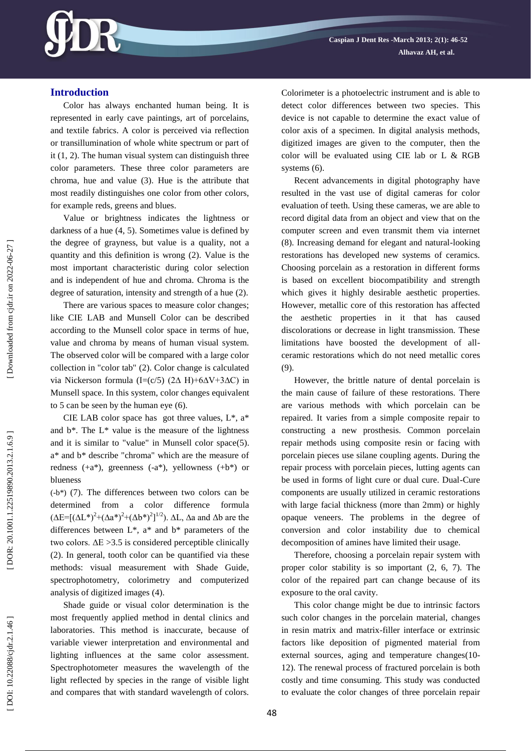## Introduction

Color has always enchanted human being. It is represented in early cave paintings, art of porcelains, and textile fabrics. A color is perceived via reflection or transillumination of whole white spectrum or part of it (1, 2). The human visual system can distinguish three color parameters. These three color parameters are chroma, hue and value (3). Hue is the attribute that most readily distinguishes one color from other colors, for example reds, greens and blues.

Value or brightness indicates the lightness or darkness of a hue (4, 5). Sometimes value is defined by the degree of grayness, but value is a quality, not a quantity and this definition is wrong (2). Value is the most important characteristic during color selection and is independent of hue and chroma. Chroma is the degree of saturation, intensity and strength of a hue (2).

There are various spaces to measure color changes; like CIE LAB and Munsell Color can be described according to the Munsell color space in terms of hue, value and chroma by means of human visual system. The observed color will be compared with a large color collection in "color tab" (2). Color change is calculated via Nickerson formula ($I=(c/5)\ (2\Delta H)+6\Delta V+3\Delta C$) in Munsell space. In this system, color changes equivalent to 5 can be seen by the human eye (6).

CIE LAB color space has got three values, L\*, a\* and b\*. The L\* value is the measure of the lightness and it is similar to "value" in Munsell color space(5). a\* and b\* describe "chroma" which are the measure of redness (+a\*), greenness (-a\*), yellowness (+b\*) or blueness (-b\*) (7). The differences between two colors can be determined from a color difference formula ($\Delta E=[(\Delta L^*)^2+(\Delta a^*)^2+(\Delta b^*)^2]^{1/2}$). $\Delta L$, $\Delta a$ and $\Delta b$ are the differences between L\*, a\* and b\* parameters of the two colors. $\Delta E > 3.5$ is considered perceptible clinically (2). In general, tooth color can be quantified via these methods: visual measurement with Shade Guide, spectrophotometry, colorimetry and computerized analysis of digitized images (4).

Shade guide or visual color determination is the most frequently applied method in dental clinics and laboratories. This method is inaccurate, because of variable viewer interpretation and environmental and lighting influences at the same color assessment. Spectrophotometer measures the wavelength of the light reflected by species in the range of visible light and compares that with standard wavelength of colors. Colorimeter is a photoelectric instrument and is able to detect color differences between two species. This device is not capable to determine the exact value of color axis of a specimen. In digital analysis methods, digitized images are given to the computer, then the color will be evaluated using CIE lab or L & RGB systems (6).

Recent advancements in digital photography have resulted in the vast use of digital cameras for color evaluation of teeth. Using these cameras, we are able to record digital data from an object and view that on the computer screen and even transmit them via internet (8). Increasing demand for elegant and natural-looking restorations has developed new systems of ceramics. Choosing porcelain as a restoration in different forms is based on excellent biocompatibility and strength which gives it highly desirable aesthetic properties. However, metallic core of this restoration has affected the aesthetic properties in it that has caused discolorations or decrease in light transmission. These limitations have boosted the development of all-ceramic restorations which do not need metallic cores (9).

However, the brittle nature of dental porcelain is the main cause of failure of these restorations. There are various methods with which porcelain can be repaired. It varies from a simple composite repair to constructing a new prosthesis. Common porcelain repair methods using composite resin or facing with porcelain pieces use silane coupling agents. During the repair process with porcelain pieces, lutting agents can be used in forms of light cure or dual cure. Dual-Cure components are usually utilized in ceramic restorations with large facial thickness (more than 2mm) or highly opaque veneers. The problems in the degree of conversion and color instability due to chemical decomposition of amines have limited their usage.

Therefore, choosing a porcelain repair system with proper color stability is so important (2, 6, 7). The color of the repaired part can change because of its exposure to the oral cavity.

This color change might be due to intrinsic factors such color changes in the porcelain material, changes in resin matrix and matrix-filler interface or extrinsic factors like deposition of pigmented material from external sources, aging and temperature changes(10-12). The renewal process of fractured porcelain is both costly and time consuming. This study was conducted to evaluate the color changes of three porcelain repair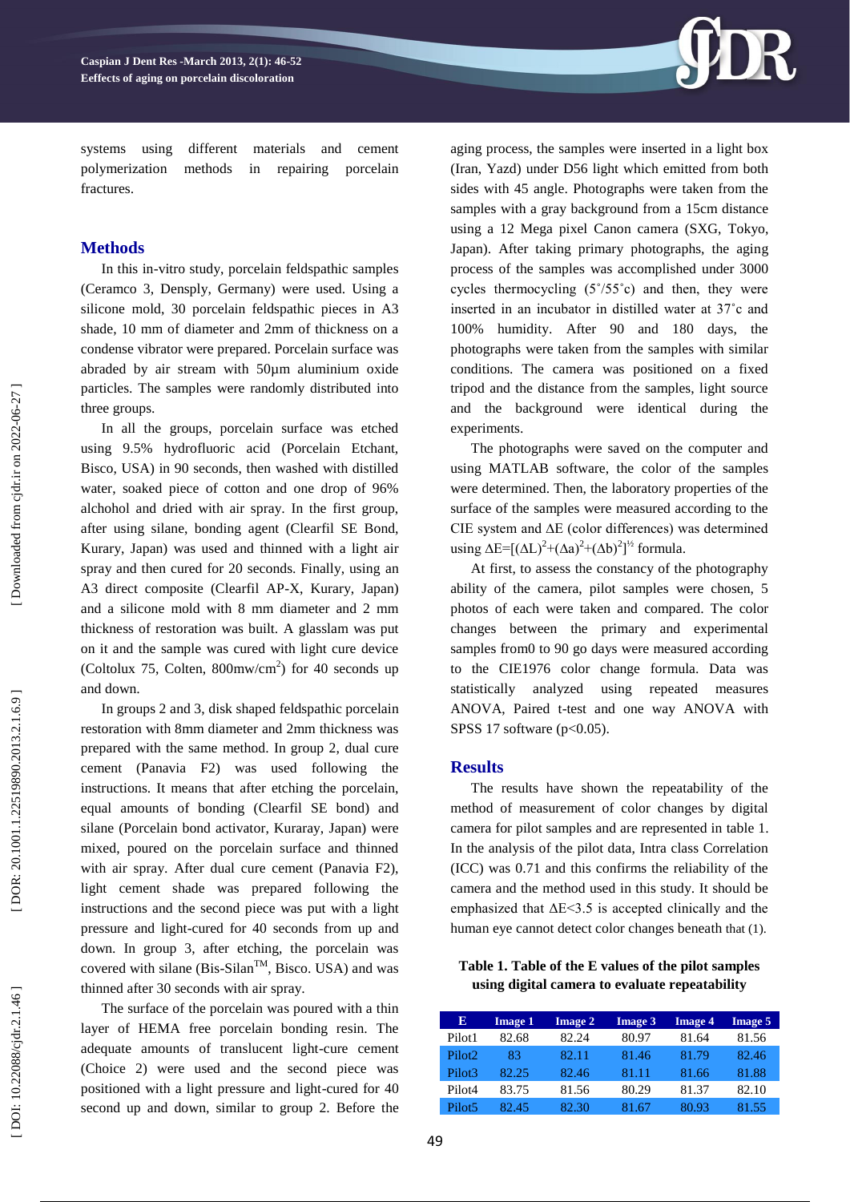systems using different materials and cement polymerization methods in repairing porcelain fractures.

## Methods

In this in-vitro study, porcelain feldspathic samples (Ceramco 3, Densply, Germany) were used. Using a silicone mold, 30 porcelain feldspathic pieces in A3 shade, 10 mm of diameter and 2mm of thickness on a condense vibrator were prepared. Porcelain surface was abraded by air stream with 50µm aluminium oxide particles. The samples were randomly distributed into three groups.

In all the groups, porcelain surface was etched using 9.5% hydrofluoric acid (Porcelain Etchant, Bisco, USA) in 90 seconds, then washed with distilled water, soaked piece of cotton and one drop of 96% alchohol and dried with air spray. In the first group, after using silane, bonding agent (Clearfil SE Bond, Kurary, Japan) was used and thinned with a light air spray and then cured for 20 seconds. Finally, using an A3 direct composite (Clearfil AP-X, Kurary, Japan) and a silicone mold with 8 mm diameter and 2 mm thickness of restoration was built. A glasslam was put on it and the sample was cured with light cure device (Coltolux 75, Colten, 800mw/cm$^2$) for 40 seconds up and down.

In groups 2 and 3, disk shaped feldspathic porcelain restoration with 8mm diameter and 2mm thickness was prepared with the same method. In group 2, dual cure cement (Panavia F2) was used following the instructions. It means that after etching the porcelain, equal amounts of bonding (Clearfil SE bond) and silane (Porcelain bond activator, Kuraray, Japan) were mixed, poured on the porcelain surface and thinned with air spray. After dual cure cement (Panavia F2), light cement shade was prepared following the instructions and the second piece was put with a light pressure and light-cured for 40 seconds from up and down. In group 3, after etching, the porcelain was covered with silane (Bis-Silan™, Bisco. USA) and was thinned after 30 seconds with air spray.

The surface of the porcelain was poured with a thin layer of HEMA free porcelain bonding resin. The adequate amounts of translucent light-cure cement (Choice 2) were used and the second piece was positioned with a light pressure and light-cured for 40 second up and down, similar to group 2. Before the aging process, the samples were inserted in a light box (Iran, Yazd) under D56 light which emitted from both sides with 45 angle. Photographs were taken from the samples with a gray background from a 15cm distance using a 12 Mega pixel Canon camera (SXG, Tokyo, Japan). After taking primary photographs, the aging process of the samples was accomplished under 3000 cycles thermocycling (5˚/55˚c) and then, they were inserted in an incubator in distilled water at 37˚c and 100% humidity. After 90 and 180 days, the photographs were taken from the samples with similar conditions. The camera was positioned on a fixed tripod and the distance from the samples, light source and the background were identical during the experiments.

The photographs were saved on the computer and using MATLAB software, the color of the samples were determined. Then, the laboratory properties of the surface of the samples were measured according to the CIE system and ΔE (color differences) was determined using $\Delta E=[(\Delta L)^2+(\Delta a)^2+(\Delta b)^2]^{½}$ formula.

At first, to assess the constancy of the photography ability of the camera, pilot samples were chosen, 5 photos of each were taken and compared. The color changes between the primary and experimental samples from0 to 90 go days were measured according to the CIE1976 color change formula. Data was statistically analyzed using repeated measures ANOVA, Paired t-test and one way ANOVA with SPSS 17 software ($p<0.05$).

## Results

The results have shown the repeatability of the method of measurement of color changes by digital camera for pilot samples and are represented in table 1. In the analysis of the pilot data, Intra class Correlation (ICC) was 0.71 and this confirms the reliability of the camera and the method used in this study. It should be emphasized that ΔE<3.5 is accepted clinically and the human eye cannot detect color changes beneath that (1).

**Table 1. Table of the E values of the pilot samples using digital camera to evaluate repeatability**

| E | Image 1 | Image 2 | Image 3 | Image 4 | Image 5 |
|---|---|---|---|---|---|
| Pilot1 | 82.68 | 82.24 | 80.97 | 81.64 | 81.56 |
| Pilot2 | 83 | 82.11 | 81.46 | 81.79 | 82.46 |
| Pilot3 | 82.25 | 82.46 | 81.11 | 81.66 | 81.88 |
| Pilot4 | 83.75 | 81.56 | 80.29 | 81.37 | 82.10 |
| Pilot5 | 82.45 | 82.30 | 81.67 | 80.93 | 81.55 |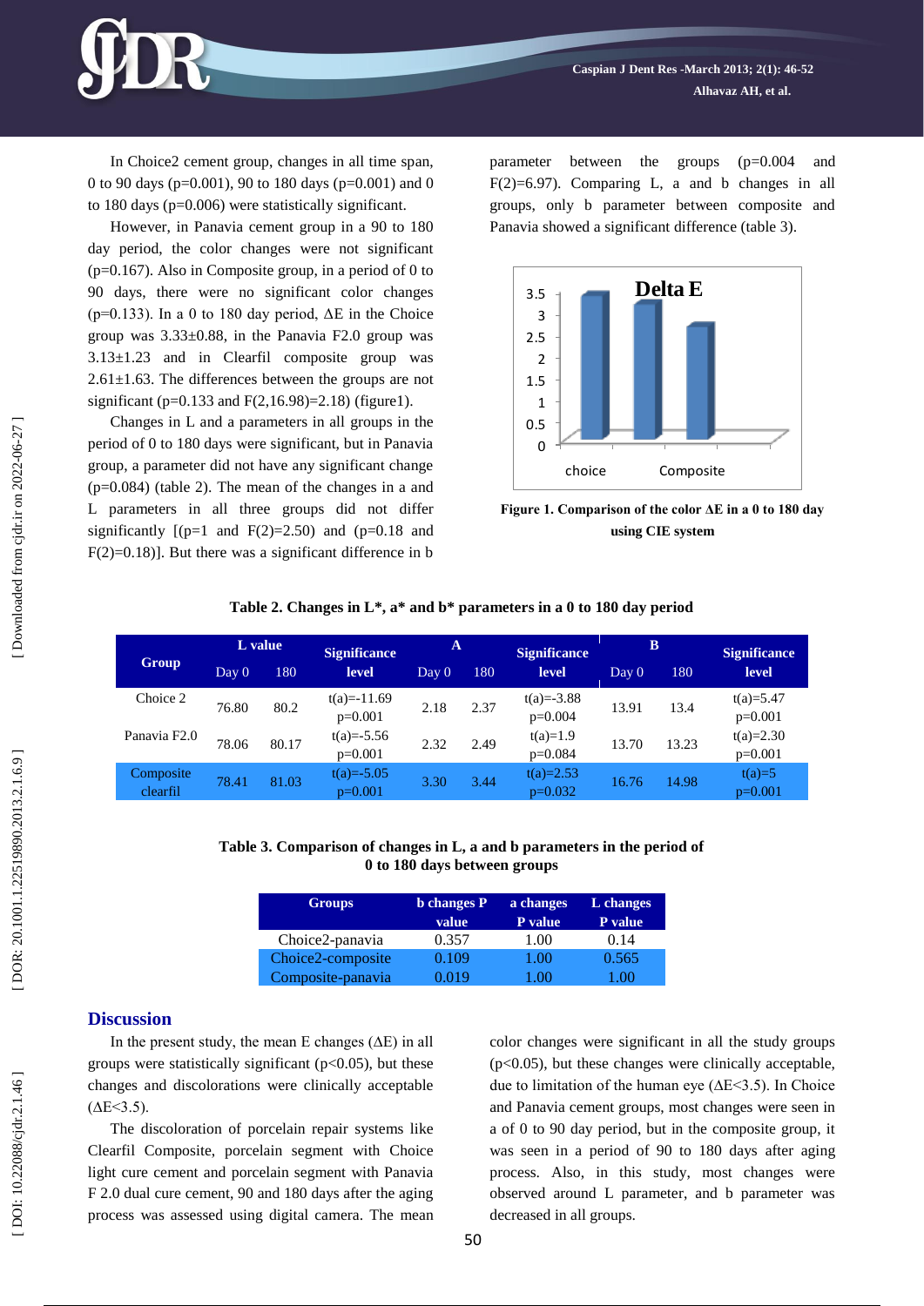In Choice2 cement group, changes in all time span, 0 to 90 days (p=0.001), 90 to 180 days (p=0.001) and 0 to 180 days (p=0.006) were statistically significant.

However, in Panavia cement group in a 90 to 180 day period, the color changes were not significant (p=0.167). Also in Composite group, in a period of 0 to 90 days, there were no significant color changes (p=0.133). In a 0 to 180 day period, ΔE in the Choice group was 3.33±0.88, in the Panavia F2.0 group was 3.13±1.23 and in Clearfil composite group was 2.61±1.63. The differences between the groups are not significant (p=0.133 and F(2,16.98)=2.18) (figure1).

Changes in L and a parameters in all groups in the period of 0 to 180 days were significant, but in Panavia group, a parameter did not have any significant change (p=0.084) (table 2). The mean of the changes in a and L parameters in all three groups did not differ significantly [(p=1 and F(2)=2.50) and (p=0.18 and F(2)=0.18)]. But there was a significant difference in b parameter between the groups (p=0.004 and F(2)=6.97). Comparing L, a and b changes in all groups, only b parameter between composite and Panavia showed a significant difference (table 3).

Figure 1. Comparison of the color ΔE in a 0 to 180 day using CIE system

Table 2. Changes in L*, a* and b* parameters in a 0 to 180 day period

| Group | L value | | Significance level | A | | Significance level | B | | Significance level |
|---|---|---|---|---|---|---|---|---|---|
| | Day 0 | 180 | | Day 0 | 180 | | Day 0 | 180 | |
| Choice 2 | 76.80 | 80.2 | t(a)=-11.69 p=0.001 | 2.18 | 2.37 | t(a)=-3.88 p=0.004 | 13.91 | 13.4 | t(a)=5.47 p=0.001 |
| Panavia F2.0 | 78.06 | 80.17 | t(a)=-5.56 p=0.001 | 2.32 | 2.49 | t(a)=1.9 p=0.084 | 13.70 | 13.23 | t(a)=2.30 p=0.001 |
| Composite clearfil | 78.41 | 81.03 | t(a)=-5.05 p=0.001 | 3.30 | 3.44 | t(a)=2.53 p=0.032 | 16.76 | 14.98 | t(a)=5 p=0.001 |

Table 3. Comparison of changes in L, a and b parameters in the period of 0 to 180 days between groups

| Groups | b changes P value | a changes P value | L changes P value |
|---|---|---|---|
| Choice2-panavia | 0.357 | 1.00 | 0.14 |
| Choice2-composite | 0.109 | 1.00 | 0.565 |
| Composite-panavia | 0.019 | 1.00 | 1.00 |

## Discussion

In the present study, the mean E changes (ΔE) in all groups were statistically significant (p<0.05), but these changes and discolorations were clinically acceptable (ΔE<3.5).

The discoloration of porcelain repair systems like Clearfil Composite, porcelain segment with Choice light cure cement and porcelain segment with Panavia F 2.0 dual cure cement, 90 and 180 days after the aging process was assessed using digital camera. The mean color changes were significant in all the study groups (p<0.05), but these changes were clinically acceptable, due to limitation of the human eye (ΔE<3.5). In Choice and Panavia cement groups, most changes were seen in a of 0 to 90 day period, but in the composite group, it was seen in a period of 90 to 180 days after aging process. Also, in this study, most changes were observed around L parameter, and b parameter was decreased in all groups.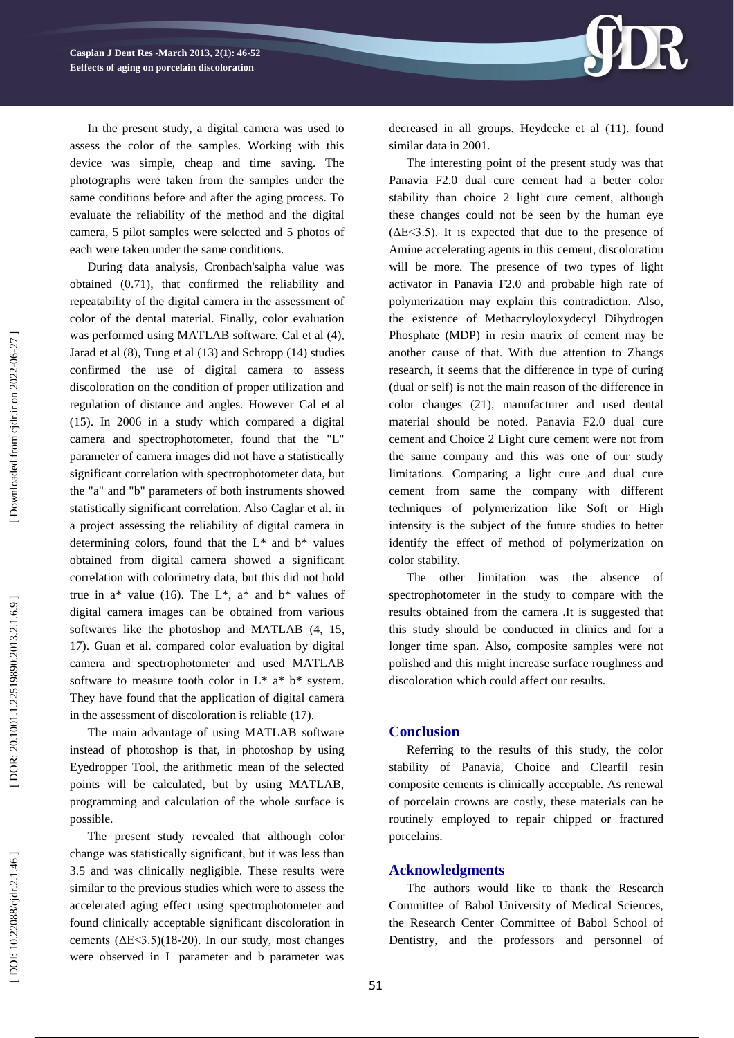In the present study, a digital camera was used to assess the color of the samples. Working with this device was simple, cheap and time saving. The photographs were taken from the samples under the same conditions before and after the aging process. To evaluate the reliability of the method and the digital camera, 5 pilot samples were selected and 5 photos of each were taken under the same conditions.

During data analysis, Cronbach'salpha value was obtained (0.71), that confirmed the reliability and repeatability of the digital camera in the assessment of color of the dental material. Finally, color evaluation was performed using MATLAB software. Cal et al (4), Jarad et al (8), Tung et al (13) and Schropp (14) studies confirmed the use of digital camera to assess discoloration on the condition of proper utilization and regulation of distance and angles. However Cal et al (15). In 2006 in a study which compared a digital camera and spectrophotometer, found that the "L" parameter of camera images did not have a statistically significant correlation with spectrophotometer data, but the "a" and "b" parameters of both instruments showed statistically significant correlation. Also Caglar et al. in a project assessing the reliability of digital camera in determining colors, found that the L* and b* values obtained from digital camera showed a significant correlation with colorimetry data, but this did not hold true in a* value (16). The L*, a* and b* values of digital camera images can be obtained from various softwares like the photoshop and MATLAB (4, 15, 17). Guan et al. compared color evaluation by digital camera and spectrophotometer and used MATLAB software to measure tooth color in L* a* b* system. They have found that the application of digital camera in the assessment of discoloration is reliable (17).

The main advantage of using MATLAB software instead of photoshop is that, in photoshop by using Eyedropper Tool, the arithmetic mean of the selected points will be calculated, but by using MATLAB, programming and calculation of the whole surface is possible.

The present study revealed that although color change was statistically significant, but it was less than 3.5 and was clinically negligible. These results were similar to the previous studies which were to assess the accelerated aging effect using spectrophotometer and found clinically acceptable significant discoloration in cements ($\Delta E<3.5$)(18-20). In our study, most changes were observed in L parameter and b parameter was decreased in all groups. Heydecke et al (11). found similar data in 2001.

The interesting point of the present study was that Panavia F2.0 dual cure cement had a better color stability than choice 2 light cure cement, although these changes could not be seen by the human eye ($\Delta E<3.5$). It is expected that due to the presence of Amine accelerating agents in this cement, discoloration will be more. The presence of two types of light activator in Panavia F2.0 and probable high rate of polymerization may explain this contradiction. Also, the existence of Methacryloyloxydecyl Dihydrogen Phosphate (MDP) in resin matrix of cement may be another cause of that. With due attention to Zhangs research, it seems that the difference in type of curing (dual or self) is not the main reason of the difference in color changes (21), manufacturer and used dental material should be noted. Panavia F2.0 dual cure cement and Choice 2 Light cure cement were not from the same company and this was one of our study limitations. Comparing a light cure and dual cure cement from same the company with different techniques of polymerization like Soft or High intensity is the subject of the future studies to better identify the effect of method of polymerization on color stability.

The other limitation was the absence of spectrophotometer in the study to compare with the results obtained from the camera .It is suggested that this study should be conducted in clinics and for a longer time span. Also, composite samples were not polished and this might increase surface roughness and discoloration which could affect our results.

## Conclusion

Referring to the results of this study, the color stability of Panavia, Choice and Clearfil resin composite cements is clinically acceptable. As renewal of porcelain crowns are costly, these materials can be routinely employed to repair chipped or fractured porcelains.

## Acknowledgments

The authors would like to thank the Research Committee of Babol University of Medical Sciences, the Research Center Committee of Babol School of Dentistry, and the professors and personnel of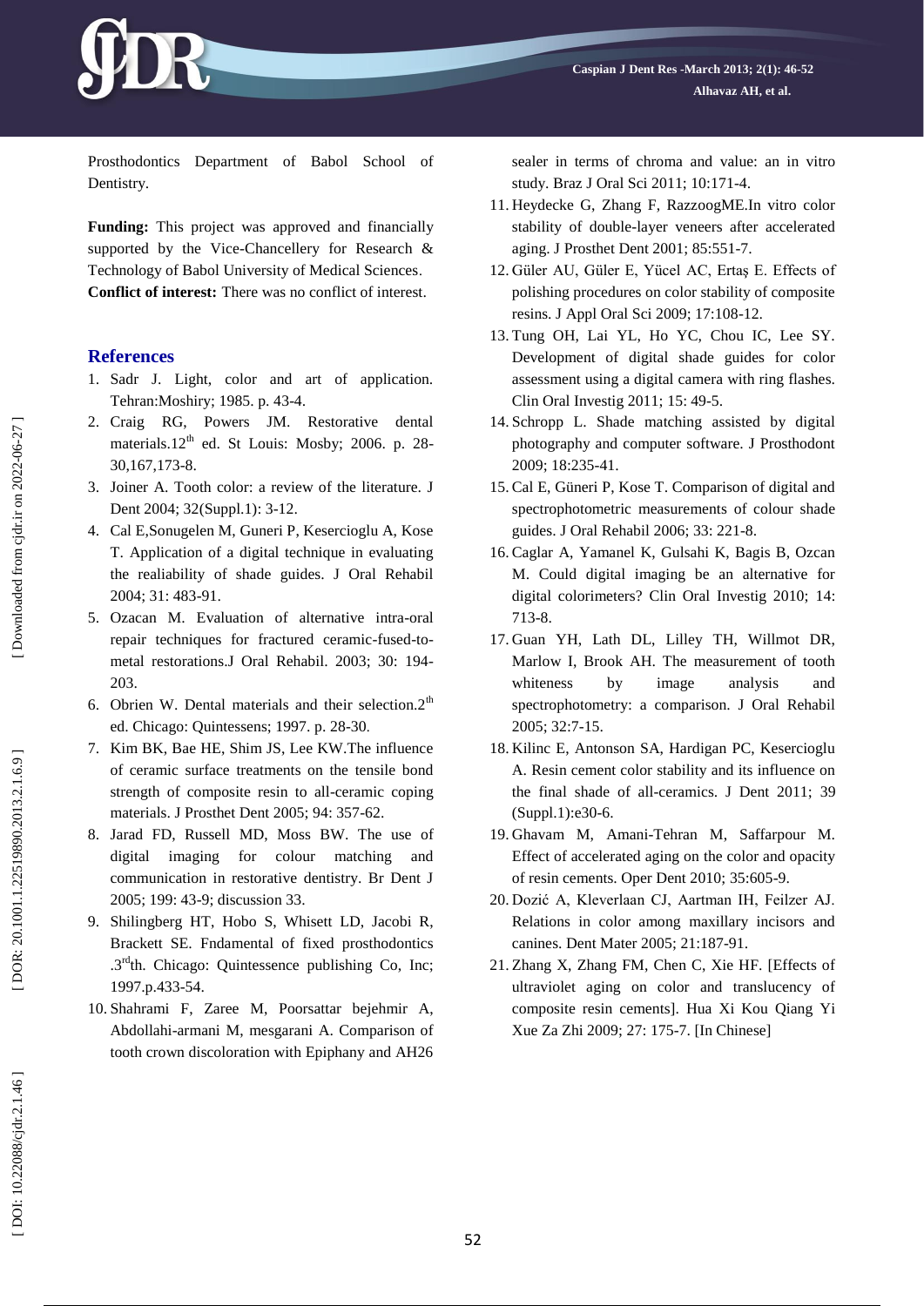Prosthodontics Department of Babol School of Dentistry.

**Funding:** This project was approved and financially supported by the Vice-Chancellery for Research & Technology of Babol University of Medical Sciences.

**Conflict of interest:** There was no conflict of interest.

## References

1. Sadr J. Light, color and art of application. Tehran:Moshiry; 1985. p. 43-4.
2. Craig RG, Powers JM. Restorative dental materials.12th ed. St Louis: Mosby; 2006. p. 28-30,167,173-8.
3. Joiner A. Tooth color: a review of the literature. J Dent 2004; 32(Suppl.1): 3-12.
4. Cal E,Sonugelen M, Guneri P, Kesercioglu A, Kose T. Application of a digital technique in evaluating the realiability of shade guides. J Oral Rehabil 2004; 31: 483-91.
5. Ozacan M. Evaluation of alternative intra-oral repair techniques for fractured ceramic-fused-to-metal restorations.J Oral Rehabil. 2003; 30: 194-203.
6. Obrien W. Dental materials and their selection.2th ed. Chicago: Quintessens; 1997. p. 28-30.
7. Kim BK, Bae HE, Shim JS, Lee KW.The influence of ceramic surface treatments on the tensile bond strength of composite resin to all-ceramic coping materials. J Prosthet Dent 2005; 94: 357-62.
8. Jarad FD, Russell MD, Moss BW. The use of digital imaging for colour matching and communication in restorative dentistry. Br Dent J 2005; 199: 43-9; discussion 33.
9. Shilingberg HT, Hobo S, Whisett LD, Jacobi R, Brackett SE. Fndamental of fixed prosthodontics .3rdth. Chicago: Quintessence publishing Co, Inc; 1997.p.433-54.
10. Shahrami F, Zaree M, Poorsattar bejehmir A, Abdollahi-armani M, mesgarani A. Comparison of tooth crown discoloration with Epiphany and AH26 sealer in terms of chroma and value: an in vitro study. Braz J Oral Sci 2011; 10:171-4.
11. Heydecke G, Zhang F, RazzoogME.In vitro color stability of double-layer veneers after accelerated aging. J Prosthet Dent 2001; 85:551-7.
12. Güler AU, Güler E, Yücel AC, Ertaş E. Effects of polishing procedures on color stability of composite resins. J Appl Oral Sci 2009; 17:108-12.
13. Tung OH, Lai YL, Ho YC, Chou IC, Lee SY. Development of digital shade guides for color assessment using a digital camera with ring flashes. Clin Oral Investig 2011; 15: 49-5.
14. Schropp L. Shade matching assisted by digital photography and computer software. J Prosthodont 2009; 18:235-41.
15. Cal E, Güneri P, Kose T. Comparison of digital and spectrophotometric measurements of colour shade guides. J Oral Rehabil 2006; 33: 221-8.
16. Caglar A, Yamanel K, Gulsahi K, Bagis B, Ozcan M. Could digital imaging be an alternative for digital colorimeters? Clin Oral Investig 2010; 14: 713-8.
17. Guan YH, Lath DL, Lilley TH, Willmot DR, Marlow I, Brook AH. The measurement of tooth whiteness by image analysis and spectrophotometry: a comparison. J Oral Rehabil 2005; 32:7-15.
18. Kilinc E, Antonson SA, Hardigan PC, Kesercioglu A. Resin cement color stability and its influence on the final shade of all-ceramics. J Dent 2011; 39 (Suppl.1):e30-6.
19. Ghavam M, Amani-Tehran M, Saffarpour M. Effect of accelerated aging on the color and opacity of resin cements. Oper Dent 2010; 35:605-9.
20. Dozić A, Kleverlaan CJ, Aartman IH, Feilzer AJ. Relations in color among maxillary incisors and canines. Dent Mater 2005; 21:187-91.
21. Zhang X, Zhang FM, Chen C, Xie HF. [Effects of ultraviolet aging on color and translucency of composite resin cements]. Hua Xi Kou Qiang Yi Xue Za Zhi 2009; 27: 175-7. [In Chinese]